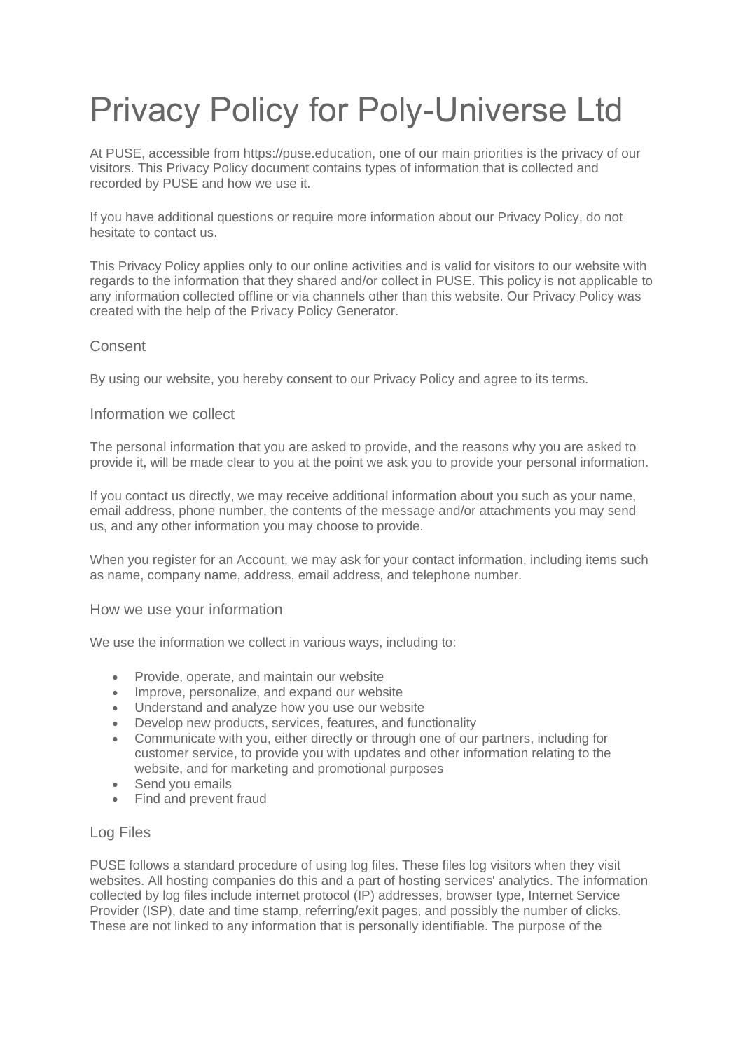# Privacy Policy for Poly-Universe Ltd

At PUSE, accessible from https://puse.education, one of our main priorities is the privacy of our visitors. This Privacy Policy document contains types of information that is collected and recorded by PUSE and how we use it.

If you have additional questions or require more information about our Privacy Policy, do not hesitate to contact us.

This Privacy Policy applies only to our online activities and is valid for visitors to our website with regards to the information that they shared and/or collect in PUSE. This policy is not applicable to any information collected offline or via channels other than this website. Our Privacy Policy was created with the help of the Privacy Policy Generator.

## Consent

By using our website, you hereby consent to our Privacy Policy and agree to its terms.

## Information we collect

The personal information that you are asked to provide, and the reasons why you are asked to provide it, will be made clear to you at the point we ask you to provide your personal information.

If you contact us directly, we may receive additional information about you such as your name, email address, phone number, the contents of the message and/or attachments you may send us, and any other information you may choose to provide.

When you register for an Account, we may ask for your contact information, including items such as name, company name, address, email address, and telephone number.

## How we use your information

We use the information we collect in various ways, including to:

- Provide, operate, and maintain our website
- Improve, personalize, and expand our website
- Understand and analyze how you use our website
- Develop new products, services, features, and functionality
- Communicate with you, either directly or through one of our partners, including for customer service, to provide you with updates and other information relating to the website, and for marketing and promotional purposes
- Send you emails
- Find and prevent fraud

## Log Files

PUSE follows a standard procedure of using log files. These files log visitors when they visit websites. All hosting companies do this and a part of hosting services' analytics. The information collected by log files include internet protocol (IP) addresses, browser type, Internet Service Provider (ISP), date and time stamp, referring/exit pages, and possibly the number of clicks. These are not linked to any information that is personally identifiable. The purpose of the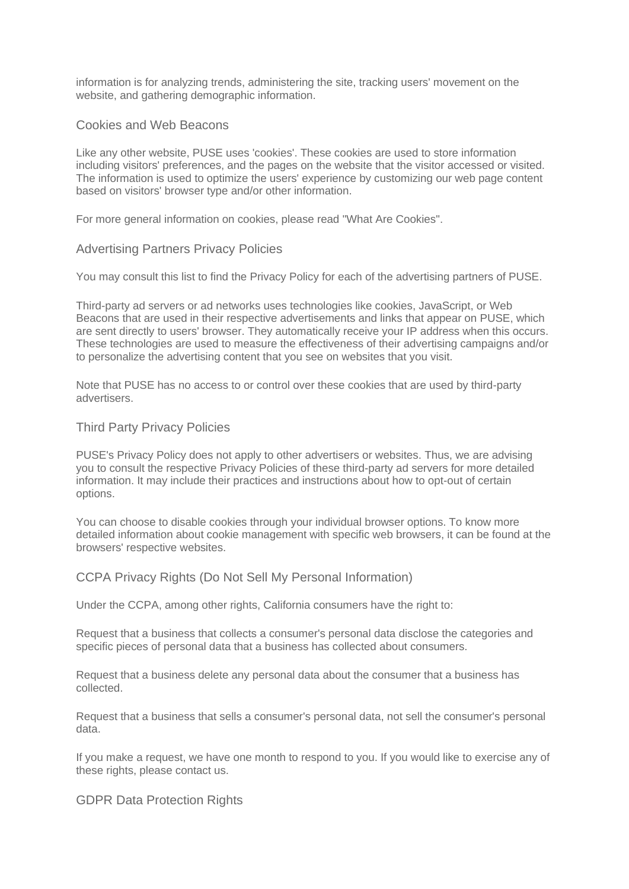information is for analyzing trends, administering the site, tracking users' movement on the website, and gathering demographic information.

## Cookies and Web Beacons

Like any other website, PUSE uses 'cookies'. These cookies are used to store information including visitors' preferences, and the pages on the website that the visitor accessed or visited. The information is used to optimize the users' experience by customizing our web page content based on visitors' browser type and/or other information.

For more general information on cookies, please read "What Are Cookies".

## Advertising Partners Privacy Policies

You may consult this list to find the Privacy Policy for each of the advertising partners of PUSE.

Third-party ad servers or ad networks uses technologies like cookies, JavaScript, or Web Beacons that are used in their respective advertisements and links that appear on PUSE, which are sent directly to users' browser. They automatically receive your IP address when this occurs. These technologies are used to measure the effectiveness of their advertising campaigns and/or to personalize the advertising content that you see on websites that you visit.

Note that PUSE has no access to or control over these cookies that are used by third-party advertisers.

## Third Party Privacy Policies

PUSE's Privacy Policy does not apply to other advertisers or websites. Thus, we are advising you to consult the respective Privacy Policies of these third-party ad servers for more detailed information. It may include their practices and instructions about how to opt-out of certain options.

You can choose to disable cookies through your individual browser options. To know more detailed information about cookie management with specific web browsers, it can be found at the browsers' respective websites.

## CCPA Privacy Rights (Do Not Sell My Personal Information)

Under the CCPA, among other rights, California consumers have the right to:

Request that a business that collects a consumer's personal data disclose the categories and specific pieces of personal data that a business has collected about consumers.

Request that a business delete any personal data about the consumer that a business has collected.

Request that a business that sells a consumer's personal data, not sell the consumer's personal data.

If you make a request, we have one month to respond to you. If you would like to exercise any of these rights, please contact us.

## GDPR Data Protection Rights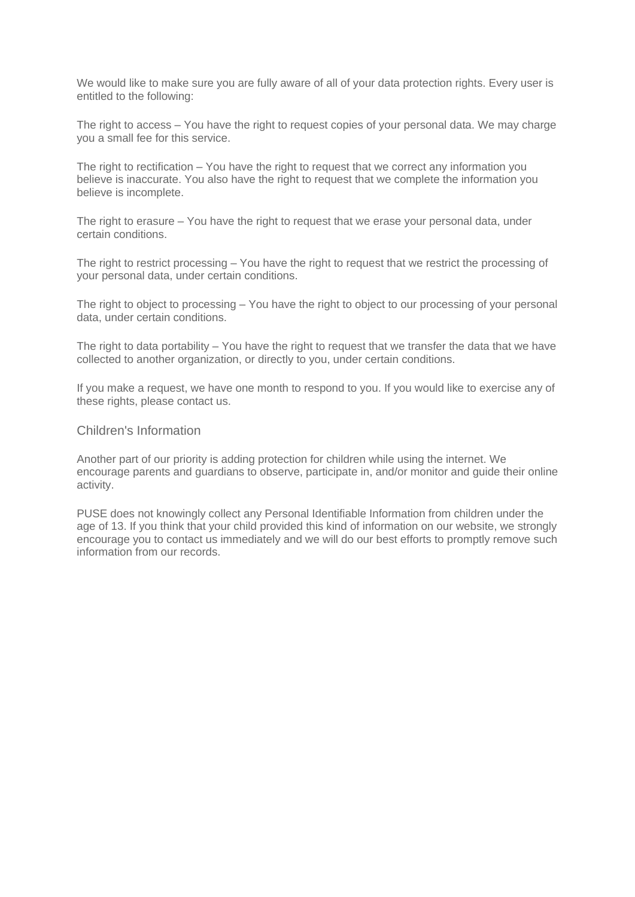We would like to make sure you are fully aware of all of your data protection rights. Every user is entitled to the following:

The right to access – You have the right to request copies of your personal data. We may charge you a small fee for this service.

The right to rectification – You have the right to request that we correct any information you believe is inaccurate. You also have the right to request that we complete the information you believe is incomplete.

The right to erasure – You have the right to request that we erase your personal data, under certain conditions.

The right to restrict processing – You have the right to request that we restrict the processing of your personal data, under certain conditions.

The right to object to processing – You have the right to object to our processing of your personal data, under certain conditions.

The right to data portability – You have the right to request that we transfer the data that we have collected to another organization, or directly to you, under certain conditions.

If you make a request, we have one month to respond to you. If you would like to exercise any of these rights, please contact us.

## Children's Information

Another part of our priority is adding protection for children while using the internet. We encourage parents and guardians to observe, participate in, and/or monitor and guide their online activity.

PUSE does not knowingly collect any Personal Identifiable Information from children under the age of 13. If you think that your child provided this kind of information on our website, we strongly encourage you to contact us immediately and we will do our best efforts to promptly remove such information from our records.